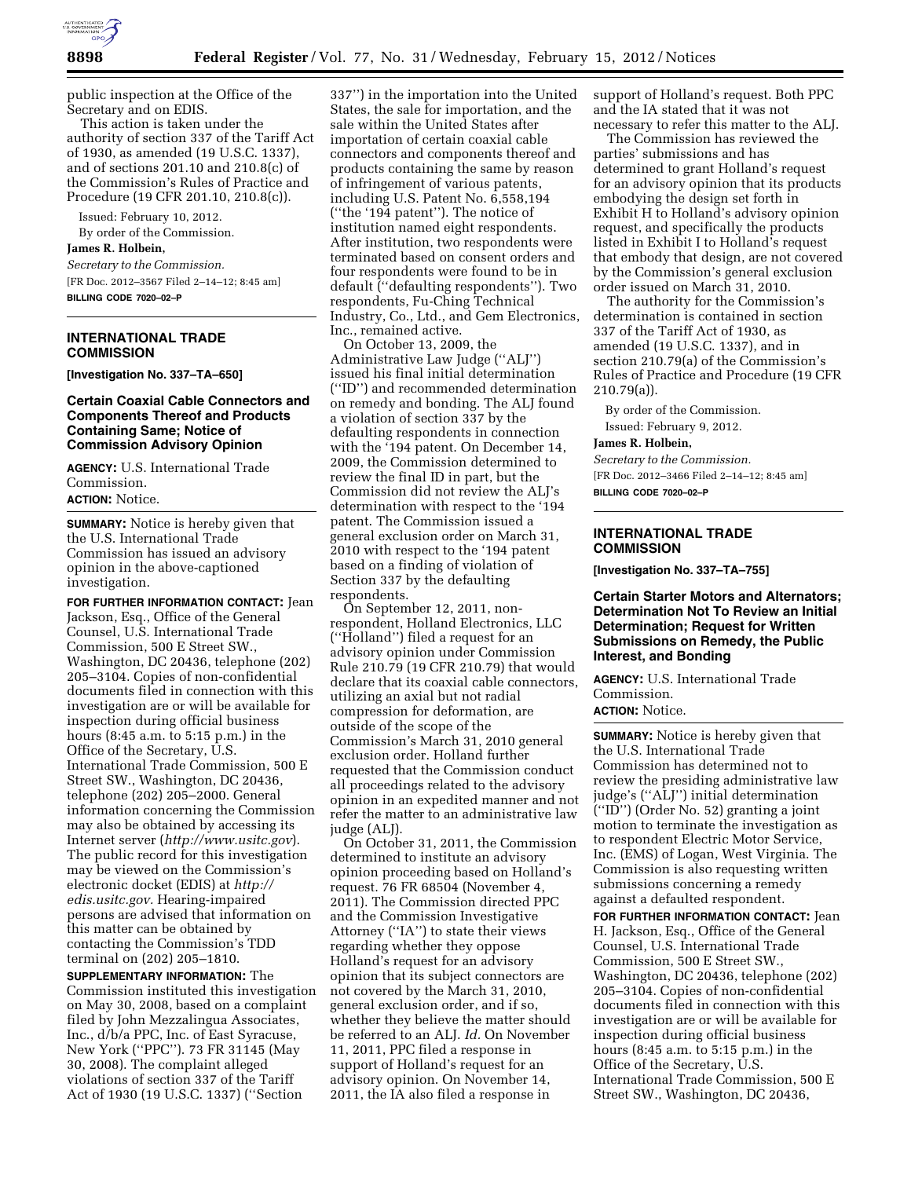public inspection at the Office of the Secretary and on EDIS.

This action is taken under the authority of section 337 of the Tariff Act of 1930, as amended (19 U.S.C. 1337), and of sections 201.10 and 210.8(c) of the Commission's Rules of Practice and Procedure (19 CFR 201.10, 210.8(c)).

Issued: February 10, 2012.

By order of the Commission.

**James R. Holbein,**

*Secretary to the Commission.*

[FR Doc. 2012–3567 Filed 2–14–12; 8:45 am]

**BILLING CODE 7020–02–P**

## INTERNATIONAL TRADE COMMISSION

**[Investigation No. 337–TA–650]**

### Certain Coaxial Cable Connectors and Components Thereof and Products Containing Same; Notice of Commission Advisory Opinion

**AGENCY:** U.S. International Trade Commission.

**ACTION:** Notice.

**SUMMARY:** Notice is hereby given that the U.S. International Trade Commission has issued an advisory opinion in the above-captioned investigation.

**FOR FURTHER INFORMATION CONTACT:** Jean Jackson, Esq., Office of the General Counsel, U.S. International Trade Commission, 500 E Street SW., Washington, DC 20436, telephone (202) 205–3104. Copies of non-confidential documents filed in connection with this investigation are or will be available for inspection during official business hours (8:45 a.m. to 5:15 p.m.) in the Office of the Secretary, U.S. International Trade Commission, 500 E Street SW., Washington, DC 20436, telephone (202) 205–2000. General information concerning the Commission may also be obtained by accessing its Internet server (*http://www.usitc.gov*). The public record for this investigation may be viewed on the Commission's electronic docket (EDIS) at *http://edis.usitc.gov*. Hearing-impaired persons are advised that information on this matter can be obtained by contacting the Commission's TDD terminal on (202) 205–1810.

**SUPPLEMENTARY INFORMATION:** The Commission instituted this investigation on May 30, 2008, based on a complaint filed by John Mezzalingua Associates, Inc., d/b/a PPC, Inc. of East Syracuse, New York (''PPC''). 73 FR 31145 (May 30, 2008). The complaint alleged violations of section 337 of the Tariff Act of 1930 (19 U.S.C. 1337) (''Section 337'') in the importation into the United States, the sale for importation, and the sale within the United States after importation of certain coaxial cable connectors and components thereof and products containing the same by reason of infringement of various patents, including U.S. Patent No. 6,558,194 (''the '194 patent''). The notice of institution named eight respondents. After institution, two respondents were terminated based on consent orders and four respondents were found to be in default (''defaulting respondents''). Two respondents, Fu-Ching Technical Industry, Co., Ltd., and Gem Electronics, Inc., remained active.

On October 13, 2009, the Administrative Law Judge (''ALJ'') issued his final initial determination (''ID'') and recommended determination on remedy and bonding. The ALJ found a violation of section 337 by the defaulting respondents in connection with the '194 patent. On December 14, 2009, the Commission determined to review the final ID in part, but the Commission did not review the ALJ's determination with respect to the '194 patent. The Commission issued a general exclusion order on March 31, 2010 with respect to the '194 patent based on a finding of violation of Section 337 by the defaulting respondents.

On September 12, 2011, non-respondent, Holland Electronics, LLC (''Holland'') filed a request for an advisory opinion under Commission Rule 210.79 (19 CFR 210.79) that would declare that its coaxial cable connectors, utilizing an axial but not radial compression for deformation, are outside of the scope of the Commission's March 31, 2010 general exclusion order. Holland further requested that the Commission conduct all proceedings related to the advisory opinion in an expedited manner and not refer the matter to an administrative law judge (ALJ).

On October 31, 2011, the Commission determined to institute an advisory opinion proceeding based on Holland's request. 76 FR 68504 (November 4, 2011). The Commission directed PPC and the Commission Investigative Attorney (''IA'') to state their views regarding whether they oppose Holland's request for an advisory opinion that its subject connectors are not covered by the March 31, 2010, general exclusion order, and if so, whether they believe the matter should be referred to an ALJ. *Id.* On November 11, 2011, PPC filed a response in support of Holland's request for an advisory opinion. On November 14, 2011, the IA also filed a response in support of Holland's request. Both PPC and the IA stated that it was not necessary to refer this matter to the ALJ.

The Commission has reviewed the parties' submissions and has determined to grant Holland's request for an advisory opinion that its products embodying the design set forth in Exhibit H to Holland's advisory opinion request, and specifically the products listed in Exhibit I to Holland's request that embody that design, are not covered by the Commission's general exclusion order issued on March 31, 2010.

The authority for the Commission's determination is contained in section 337 of the Tariff Act of 1930, as amended (19 U.S.C. 1337), and in section 210.79(a) of the Commission's Rules of Practice and Procedure (19 CFR 210.79(a)).

By order of the Commission.

Issued: February 9, 2012.

**James R. Holbein,**

*Secretary to the Commission.*

[FR Doc. 2012–3466 Filed 2–14–12; 8:45 am]

**BILLING CODE 7020–02–P**

## INTERNATIONAL TRADE COMMISSION

**[Investigation No. 337–TA–755]**

### Certain Starter Motors and Alternators; Determination Not To Review an Initial Determination; Request for Written Submissions on Remedy, the Public Interest, and Bonding

**AGENCY:** U.S. International Trade Commission.

**ACTION:** Notice.

**SUMMARY:** Notice is hereby given that the U.S. International Trade Commission has determined not to review the presiding administrative law judge's (''ALJ'') initial determination (''ID'') (Order No. 52) granting a joint motion to terminate the investigation as to respondent Electric Motor Service, Inc. (EMS) of Logan, West Virginia. The Commission is also requesting written submissions concerning a remedy against a defaulted respondent.

**FOR FURTHER INFORMATION CONTACT:** Jean H. Jackson, Esq., Office of the General Counsel, U.S. International Trade Commission, 500 E Street SW., Washington, DC 20436, telephone (202) 205–3104. Copies of non-confidential documents filed in connection with this investigation are or will be available for inspection during official business hours (8:45 a.m. to 5:15 p.m.) in the Office of the Secretary, U.S. International Trade Commission, 500 E Street SW., Washington, DC 20436,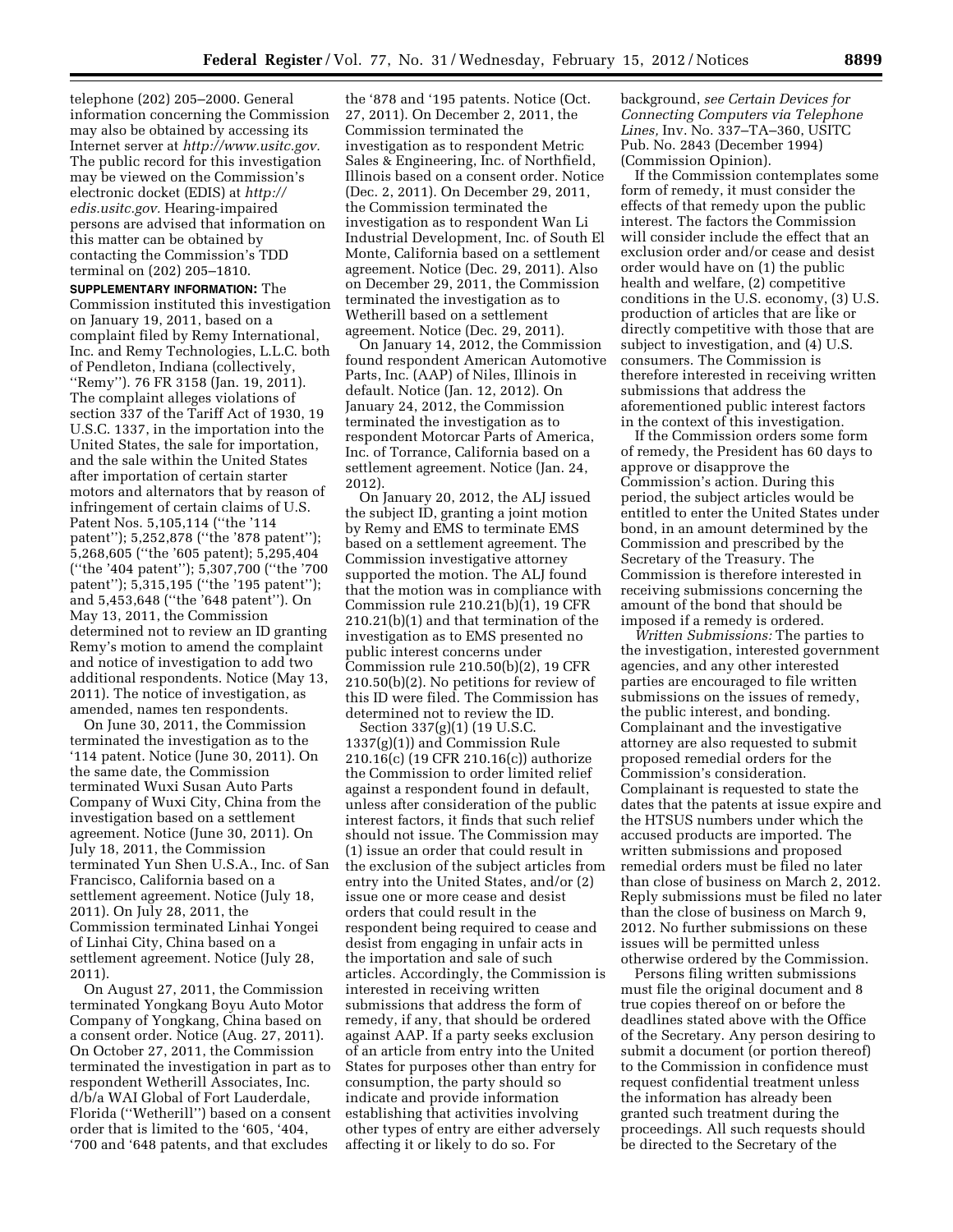telephone (202) 205–2000. General information concerning the Commission may also be obtained by accessing its Internet server at *http://www.usitc.gov.* The public record for this investigation may be viewed on the Commission's electronic docket (EDIS) at *http://edis.usitc.gov.* Hearing-impaired persons are advised that information on this matter can be obtained by contacting the Commission's TDD terminal on (202) 205–1810.

**SUPPLEMENTARY INFORMATION:** The Commission instituted this investigation on January 19, 2011, based on a complaint filed by Remy International, Inc. and Remy Technologies, L.L.C. both of Pendleton, Indiana (collectively, ''Remy''). 76 FR 3158 (Jan. 19, 2011). The complaint alleges violations of section 337 of the Tariff Act of 1930, 19 U.S.C. 1337, in the importation into the United States, the sale for importation, and the sale within the United States after importation of certain starter motors and alternators that by reason of infringement of certain claims of U.S. Patent Nos. 5,105,114 (''the '114 patent''); 5,252,878 (''the '878 patent''); 5,268,605 (''the '605 patent); 5,295,404 (''the '404 patent''); 5,307,700 (''the '700 patent''); 5,315,195 (''the '195 patent''); and 5,453,648 (''the '648 patent''). On May 13, 2011, the Commission determined not to review an ID granting Remy's motion to amend the complaint and notice of investigation to add two additional respondents. Notice (May 13, 2011). The notice of investigation, as amended, names ten respondents.

On June 30, 2011, the Commission terminated the investigation as to the '114 patent. Notice (June 30, 2011). On the same date, the Commission terminated Wuxi Susan Auto Parts Company of Wuxi City, China from the investigation based on a settlement agreement. Notice (June 30, 2011). On July 18, 2011, the Commission terminated Yun Shen U.S.A., Inc. of San Francisco, California based on a settlement agreement. Notice (July 18, 2011). On July 28, 2011, the Commission terminated Linhai Yongei of Linhai City, China based on a settlement agreement. Notice (July 28, 2011).

On August 27, 2011, the Commission terminated Yongkang Boyu Auto Motor Company of Yongkang, China based on a consent order. Notice (Aug. 27, 2011). On October 27, 2011, the Commission terminated the investigation in part as to respondent Wetherill Associates, Inc. d/b/a WAI Global of Fort Lauderdale, Florida (''Wetherill'') based on a consent order that is limited to the '605, '404, '700 and '648 patents, and that excludes the '878 and '195 patents. Notice (Oct. 27, 2011). On December 2, 2011, the Commission terminated the investigation as to respondent Metric Sales & Engineering, Inc. of Northfield, Illinois based on a consent order. Notice (Dec. 2, 2011). On December 29, 2011, the Commission terminated the investigation as to respondent Wan Li Industrial Development, Inc. of South El Monte, California based on a settlement agreement. Notice (Dec. 29, 2011). Also on December 29, 2011, the Commission terminated the investigation as to Wetherill based on a settlement agreement. Notice (Dec. 29, 2011).

On January 14, 2012, the Commission found respondent American Automotive Parts, Inc. (AAP) of Niles, Illinois in default. Notice (Jan. 12, 2012). On January 24, 2012, the Commission terminated the investigation as to respondent Motorcar Parts of America, Inc. of Torrance, California based on a settlement agreement. Notice (Jan. 24, 2012).

On January 20, 2012, the ALJ issued the subject ID, granting a joint motion by Remy and EMS to terminate EMS based on a settlement agreement. The Commission investigative attorney supported the motion. The ALJ found that the motion was in compliance with Commission rule 210.21(b)(1), 19 CFR 210.21(b)(1) and that termination of the investigation as to EMS presented no public interest concerns under Commission rule 210.50(b)(2), 19 CFR 210.50(b)(2). No petitions for review of this ID were filed. The Commission has determined not to review the ID.

Section 337(g)(1) (19 U.S.C. 1337(g)(1)) and Commission Rule 210.16(c) (19 CFR 210.16(c)) authorize the Commission to order limited relief against a respondent found in default, unless after consideration of the public interest factors, it finds that such relief should not issue. The Commission may (1) issue an order that could result in the exclusion of the subject articles from entry into the United States, and/or (2) issue one or more cease and desist orders that could result in the respondent being required to cease and desist from engaging in unfair acts in the importation and sale of such articles. Accordingly, the Commission is interested in receiving written submissions that address the form of remedy, if any, that should be ordered against AAP. If a party seeks exclusion of an article from entry into the United States for purposes other than entry for consumption, the party should so indicate and provide information establishing that activities involving other types of entry are either adversely affecting it or likely to do so. For background, *see Certain Devices for Connecting Computers via Telephone Lines,* Inv. No. 337–TA–360, USITC Pub. No. 2843 (December 1994) (Commission Opinion).

If the Commission contemplates some form of remedy, it must consider the effects of that remedy upon the public interest. The factors the Commission will consider include the effect that an exclusion order and/or cease and desist order would have on (1) the public health and welfare, (2) competitive conditions in the U.S. economy, (3) U.S. production of articles that are like or directly competitive with those that are subject to investigation, and (4) U.S. consumers. The Commission is therefore interested in receiving written submissions that address the aforementioned public interest factors in the context of this investigation.

If the Commission orders some form of remedy, the President has 60 days to approve or disapprove the Commission's action. During this period, the subject articles would be entitled to enter the United States under bond, in an amount determined by the Commission and prescribed by the Secretary of the Treasury. The Commission is therefore interested in receiving submissions concerning the amount of the bond that should be imposed if a remedy is ordered.

*Written Submissions:* The parties to the investigation, interested government agencies, and any other interested parties are encouraged to file written submissions on the issues of remedy, the public interest, and bonding. Complainant and the investigative attorney are also requested to submit proposed remedial orders for the Commission's consideration. Complainant is requested to state the dates that the patents at issue expire and the HTSUS numbers under which the accused products are imported. The written submissions and proposed remedial orders must be filed no later than close of business on March 2, 2012. Reply submissions must be filed no later than the close of business on March 9, 2012. No further submissions on these issues will be permitted unless otherwise ordered by the Commission.

Persons filing written submissions must file the original document and 8 true copies thereof on or before the deadlines stated above with the Office of the Secretary. Any person desiring to submit a document (or portion thereof) to the Commission in confidence must request confidential treatment unless the information has already been granted such treatment during the proceedings. All such requests should be directed to the Secretary of the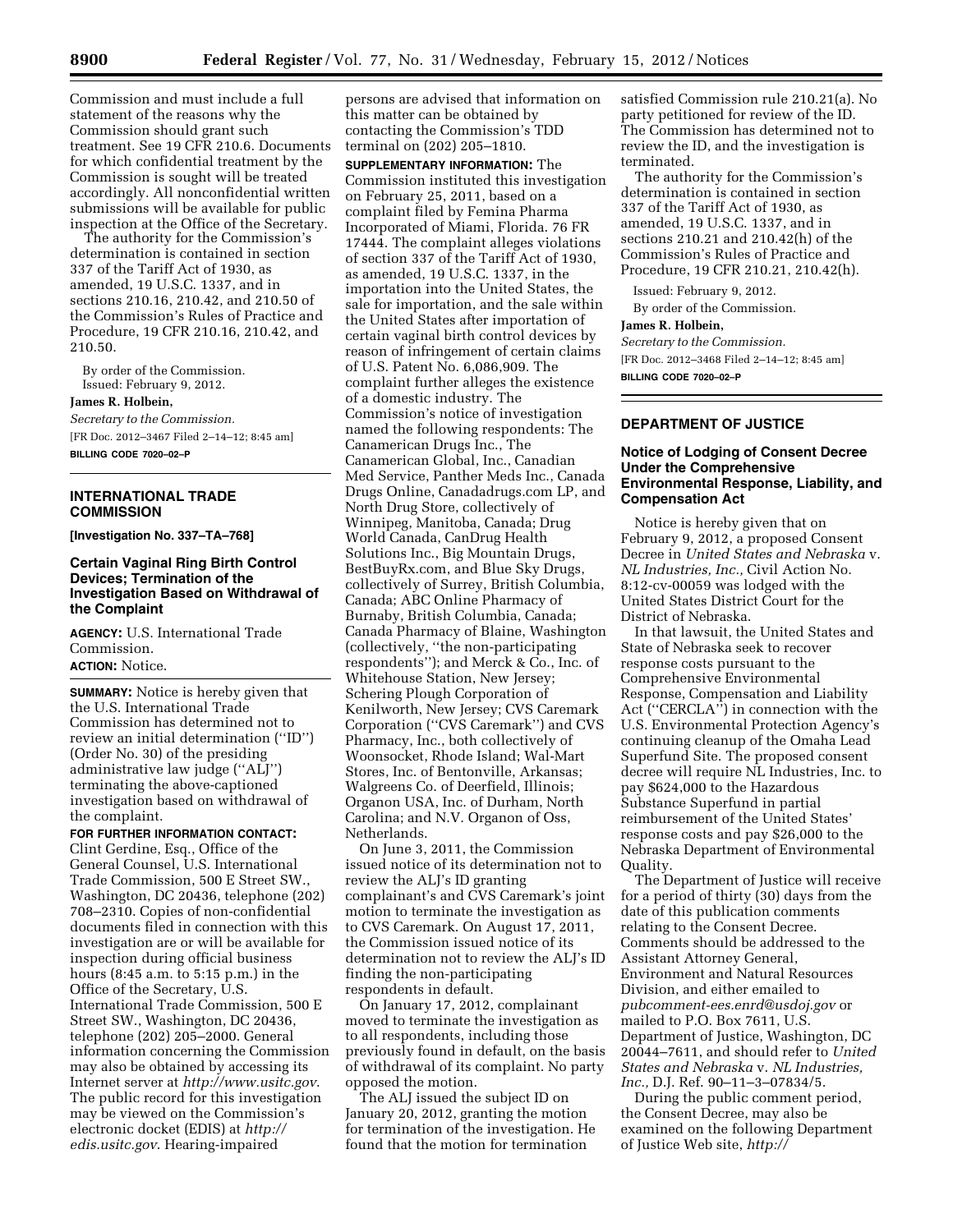Commission and must include a full statement of the reasons why the Commission should grant such treatment. See 19 CFR 210.6. Documents for which confidential treatment by the Commission is sought will be treated accordingly. All nonconfidential written submissions will be available for public inspection at the Office of the Secretary.

The authority for the Commission's determination is contained in section 337 of the Tariff Act of 1930, as amended, 19 U.S.C. 1337, and in sections 210.16, 210.42, and 210.50 of the Commission's Rules of Practice and Procedure, 19 CFR 210.16, 210.42, and 210.50.

By order of the Commission.

Issued: February 9, 2012.

**James R. Holbein,**

*Secretary to the Commission.*

[FR Doc. 2012–3467 Filed 2–14–12; 8:45 am]

**BILLING CODE 7020–02–P**

## INTERNATIONAL TRADE COMMISSION

**[Investigation No. 337–TA–768]**

### Certain Vaginal Ring Birth Control Devices; Termination of the Investigation Based on Withdrawal of the Complaint

**AGENCY:** U.S. International Trade Commission.

**ACTION:** Notice.

**SUMMARY:** Notice is hereby given that the U.S. International Trade Commission has determined not to review an initial determination (''ID'') (Order No. 30) of the presiding administrative law judge (''ALJ'') terminating the above-captioned investigation based on withdrawal of the complaint.

**FOR FURTHER INFORMATION CONTACT:** Clint Gerdine, Esq., Office of the General Counsel, U.S. International Trade Commission, 500 E Street SW., Washington, DC 20436, telephone (202) 708–2310. Copies of non-confidential documents filed in connection with this investigation are or will be available for inspection during official business hours (8:45 a.m. to 5:15 p.m.) in the Office of the Secretary, U.S. International Trade Commission, 500 E Street SW., Washington, DC 20436, telephone (202) 205–2000. General information concerning the Commission may also be obtained by accessing its Internet server at *http://www.usitc.gov*. The public record for this investigation may be viewed on the Commission's electronic docket (EDIS) at *http://edis.usitc.gov*. Hearing-impaired persons are advised that information on this matter can be obtained by contacting the Commission's TDD terminal on (202) 205–1810.

**SUPPLEMENTARY INFORMATION:** The Commission instituted this investigation on February 25, 2011, based on a complaint filed by Femina Pharma Incorporated of Miami, Florida. 76 FR 17444. The complaint alleges violations of section 337 of the Tariff Act of 1930, as amended, 19 U.S.C. 1337, in the importation into the United States, the sale for importation, and the sale within the United States after importation of certain vaginal birth control devices by reason of infringement of certain claims of U.S. Patent No. 6,086,909. The complaint further alleges the existence of a domestic industry. The Commission's notice of investigation named the following respondents: The Canamerican Drugs Inc., The Canamerican Global, Inc., Canadian Med Service, Panther Meds Inc., Canada Drugs Online, Canadadrugs.com LP, and North Drug Store, collectively of Winnipeg, Manitoba, Canada; Drug World Canada, CanDrug Health Solutions Inc., Big Mountain Drugs, BestBuyRx.com, and Blue Sky Drugs, collectively of Surrey, British Columbia, Canada; ABC Online Pharmacy of Burnaby, British Columbia, Canada; Canada Pharmacy of Blaine, Washington (collectively, ''the non-participating respondents''); and Merck & Co., Inc. of Whitehouse Station, New Jersey; Schering Plough Corporation of Kenilworth, New Jersey; CVS Caremark Corporation (''CVS Caremark'') and CVS Pharmacy, Inc., both collectively of Woonsocket, Rhode Island; Wal-Mart Stores, Inc. of Bentonville, Arkansas; Walgreens Co. of Deerfield, Illinois; Organon USA, Inc. of Durham, North Carolina; and N.V. Organon of Oss, Netherlands.

On June 3, 2011, the Commission issued notice of its determination not to review the ALJ's ID granting complainant's and CVS Caremark's joint motion to terminate the investigation as to CVS Caremark. On August 17, 2011, the Commission issued notice of its determination not to review the ALJ's ID finding the non-participating respondents in default.

On January 17, 2012, complainant moved to terminate the investigation as to all respondents, including those previously found in default, on the basis of withdrawal of its complaint. No party opposed the motion.

The ALJ issued the subject ID on January 20, 2012, granting the motion for termination of the investigation. He found that the motion for termination satisfied Commission rule 210.21(a). No party petitioned for review of the ID. The Commission has determined not to review the ID, and the investigation is terminated.

The authority for the Commission's determination is contained in section 337 of the Tariff Act of 1930, as amended, 19 U.S.C. 1337, and in sections 210.21 and 210.42(h) of the Commission's Rules of Practice and Procedure, 19 CFR 210.21, 210.42(h).

Issued: February 9, 2012.

By order of the Commission.

**James R. Holbein,**

*Secretary to the Commission.*

[FR Doc. 2012–3468 Filed 2–14–12; 8:45 am]

**BILLING CODE 7020–02–P**

## DEPARTMENT OF JUSTICE

### Notice of Lodging of Consent Decree Under the Comprehensive Environmental Response, Liability, and Compensation Act

Notice is hereby given that on February 9, 2012, a proposed Consent Decree in *United States and Nebraska* v. *NL Industries, Inc.,* Civil Action No. 8:12-cv-00059 was lodged with the United States District Court for the District of Nebraska.

In that lawsuit, the United States and State of Nebraska seek to recover response costs pursuant to the Comprehensive Environmental Response, Compensation and Liability Act (''CERCLA'') in connection with the U.S. Environmental Protection Agency's continuing cleanup of the Omaha Lead Superfund Site. The proposed consent decree will require NL Industries, Inc. to pay $624,000 to the Hazardous Substance Superfund in partial reimbursement of the United States' response costs and pay $26,000 to the Nebraska Department of Environmental Quality.

The Department of Justice will receive for a period of thirty (30) days from the date of this publication comments relating to the Consent Decree. Comments should be addressed to the Assistant Attorney General, Environment and Natural Resources Division, and either emailed to *pubcomment-ees.enrd@usdoj.gov* or mailed to P.O. Box 7611, U.S. Department of Justice, Washington, DC 20044–7611, and should refer to *United States and Nebraska* v. *NL Industries, Inc.,* D.J. Ref. 90–11–3–07834/5.

During the public comment period, the Consent Decree, may also be examined on the following Department of Justice Web site, *http://*